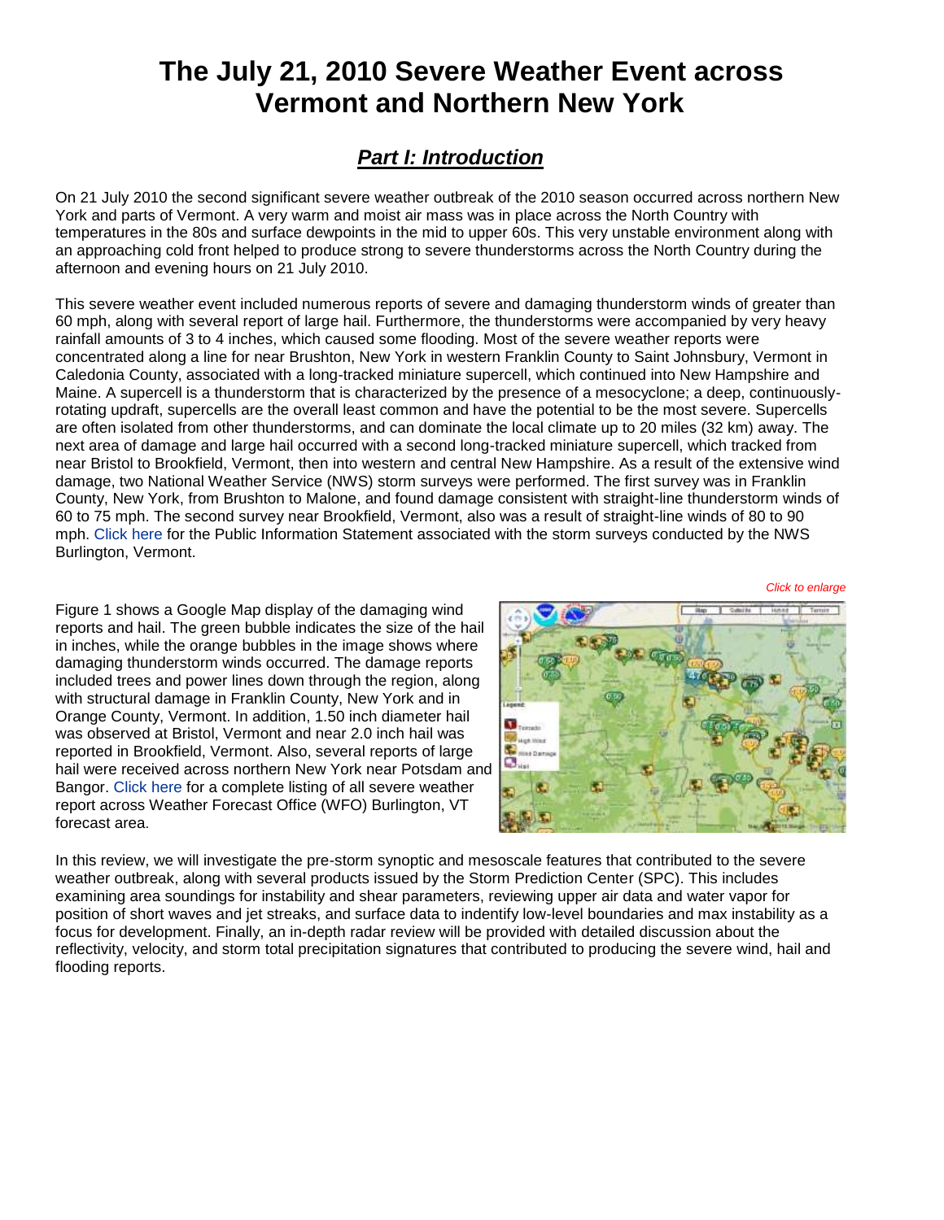# The July 21, 2010 Severe Weather Event across Vermont and Northern New York

## *Part I: Introduction*

On 21 July 2010 the second significant severe weather outbreak of the 2010 season occurred across northern New York and parts of Vermont. A very warm and moist air mass was in place across the North Country with temperatures in the 80s and surface dewpoints in the mid to upper 60s. This very unstable environment along with an approaching cold front helped to produce strong to severe thunderstorms across the North Country during the afternoon and evening hours on 21 July 2010.

This severe weather event included numerous reports of severe and damaging thunderstorm winds of greater than 60 mph, along with several report of large hail. Furthermore, the thunderstorms were accompanied by very heavy rainfall amounts of 3 to 4 inches, which caused some flooding. Most of the severe weather reports were concentrated along a line for near Brushton, New York in western Franklin County to Saint Johnsbury, Vermont in Caledonia County, associated with a long-tracked miniature supercell, which continued into New Hampshire and Maine. A supercell is a thunderstorm that is characterized by the presence of a mesocyclone; a deep, continuously-rotating updraft, supercells are the overall least common and have the potential to be the most severe. Supercells are often isolated from other thunderstorms, and can dominate the local climate up to 20 miles (32 km) away. The next area of damage and large hail occurred with a second long-tracked miniature supercell, which tracked from near Bristol to Brookfield, Vermont, then into western and central New Hampshire. As a result of the extensive wind damage, two National Weather Service (NWS) storm surveys were performed. The first survey was in Franklin County, New York, from Brushton to Malone, and found damage consistent with straight-line thunderstorm winds of 60 to 75 mph. The second survey near Brookfield, Vermont, also was a result of straight-line winds of 80 to 90 mph. Click here for the Public Information Statement associated with the storm surveys conducted by the NWS Burlington, Vermont.

*Click to enlarge*

Figure 1 shows a Google Map display of the damaging wind reports and hail. The green bubble indicates the size of the hail in inches, while the orange bubbles in the image shows where damaging thunderstorm winds occurred. The damage reports included trees and power lines down through the region, along with structural damage in Franklin County, New York and in Orange County, Vermont. In addition, 1.50 inch diameter hail was observed at Bristol, Vermont and near 2.0 inch hail was reported in Brookfield, Vermont. Also, several reports of large hail were received across northern New York near Potsdam and Bangor. Click here for a complete listing of all severe weather report across Weather Forecast Office (WFO) Burlington, VT forecast area.

In this review, we will investigate the pre-storm synoptic and mesoscale features that contributed to the severe weather outbreak, along with several products issued by the Storm Prediction Center (SPC). This includes examining area soundings for instability and shear parameters, reviewing upper air data and water vapor for position of short waves and jet streaks, and surface data to indentify low-level boundaries and max instability as a focus for development. Finally, an in-depth radar review will be provided with detailed discussion about the reflectivity, velocity, and storm total precipitation signatures that contributed to producing the severe wind, hail and flooding reports.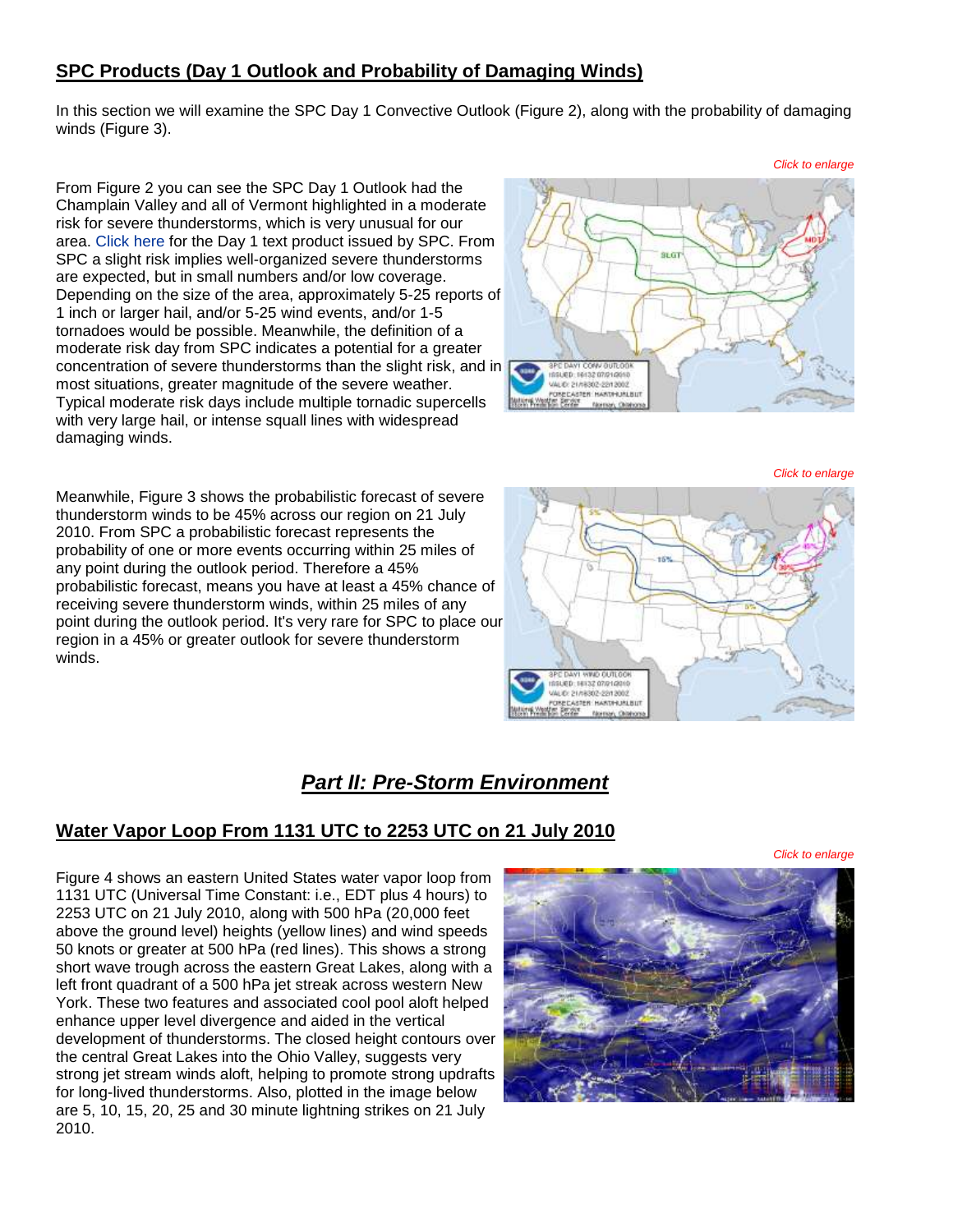## SPC Products (Day 1 Outlook and Probability of Damaging Winds)

In this section we will examine the SPC Day 1 Convective Outlook (Figure 2), along with the probability of damaging winds (Figure 3).

*Click to enlarge*

From Figure 2 you can see the SPC Day 1 Outlook had the Champlain Valley and all of Vermont highlighted in a moderate risk for severe thunderstorms, which is very unusual for our area. Click here for the Day 1 text product issued by SPC. From SPC a slight risk implies well-organized severe thunderstorms are expected, but in small numbers and/or low coverage. Depending on the size of the area, approximately 5-25 reports of 1 inch or larger hail, and/or 5-25 wind events, and/or 1-5 tornadoes would be possible. Meanwhile, the definition of a moderate risk day from SPC indicates a potential for a greater concentration of severe thunderstorms than the slight risk, and in most situations, greater magnitude of the severe weather. Typical moderate risk days include multiple tornadic supercells with very large hail, or intense squall lines with widespread damaging winds.

*Click to enlarge*

Meanwhile, Figure 3 shows the probabilistic forecast of severe thunderstorm winds to be 45% across our region on 21 July 2010. From SPC a probabilistic forecast represents the probability of one or more events occurring within 25 miles of any point during the outlook period. Therefore a 45% probabilistic forecast, means you have at least a 45% chance of receiving severe thunderstorm winds, within 25 miles of any point during the outlook period. It's very rare for SPC to place our region in a 45% or greater outlook for severe thunderstorm winds.

# *Part II: Pre-Storm Environment*

## Water Vapor Loop From 1131 UTC to 2253 UTC on 21 July 2010

*Click to enlarge*

Figure 4 shows an eastern United States water vapor loop from 1131 UTC (Universal Time Constant: i.e., EDT plus 4 hours) to 2253 UTC on 21 July 2010, along with 500 hPa (20,000 feet above the ground level) heights (yellow lines) and wind speeds 50 knots or greater at 500 hPa (red lines). This shows a strong short wave trough across the eastern Great Lakes, along with a left front quadrant of a 500 hPa jet streak across western New York. These two features and associated cool pool aloft helped enhance upper level divergence and aided in the vertical development of thunderstorms. The closed height contours over the central Great Lakes into the Ohio Valley, suggests very strong jet stream winds aloft, helping to promote strong updrafts for long-lived thunderstorms. Also, plotted in the image below are 5, 10, 15, 20, 25 and 30 minute lightning strikes on 21 July 2010.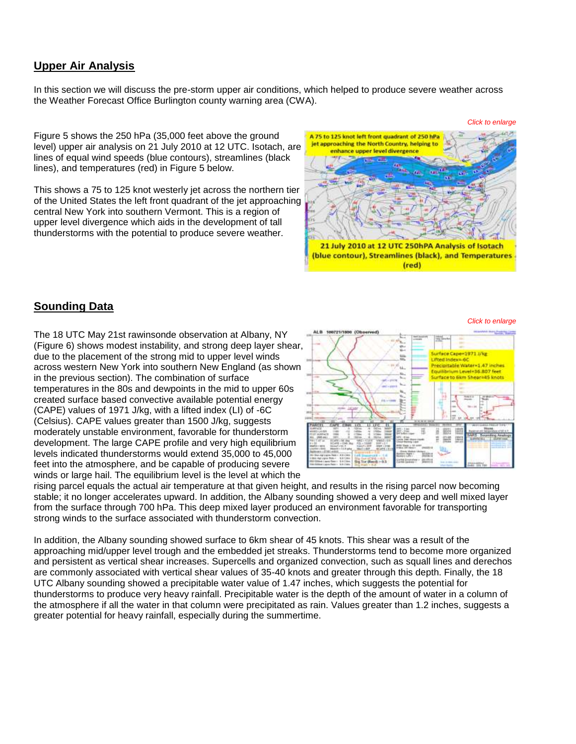## Upper Air Analysis

In this section we will discuss the pre-storm upper air conditions, which helped to produce severe weather across the Weather Forecast Office Burlington county warning area (CWA).

Figure 5 shows the 250 hPa (35,000 feet above the ground level) upper air analysis on 21 July 2010 at 12 UTC. Isotach, are lines of equal wind speeds (blue contours), streamlines (black lines), and temperatures (red) in Figure 5 below.

This shows a 75 to 125 knot westerly jet across the northern tier of the United States the left front quadrant of the jet approaching central New York into southern Vermont. This is a region of upper level divergence which aids in the development of tall thunderstorms with the potential to produce severe weather.

*Click to enlarge*

21 July 2010 at 12 UTC 250hPA Analysis of Isotach (blue contour), Streamlines (black), and Temperatures (red)

## Sounding Data

*Click to enlarge*

The 18 UTC May 21st rawinsonde observation at Albany, NY (Figure 6) shows modest instability, and strong deep layer shear, due to the placement of the strong mid to upper level winds across western New York into southern New England (as shown in the previous section). The combination of surface temperatures in the 80s and dewpoints in the mid to upper 60s created surface based convective available potential energy (CAPE) values of 1971 J/kg, with a lifted index (LI) of -6C (Celsius). CAPE values greater than 1500 J/kg, suggests moderately unstable environment, favorable for thunderstorm development. The large CAPE profile and very high equilibrium levels indicated thunderstorms would extend 35,000 to 45,000 feet into the atmosphere, and be capable of producing severe winds or large hail. The equilibrium level is the level at which the rising parcel equals the actual air temperature at that given height, and results in the rising parcel now becoming stable; it no longer accelerates upward. In addition, the Albany sounding showed a very deep and well mixed layer from the surface through 700 hPa. This deep mixed layer produced an environment favorable for transporting strong winds to the surface associated with thunderstorm convection.

In addition, the Albany sounding showed surface to 6km shear of 45 knots. This shear was a result of the approaching mid/upper level trough and the embedded jet streaks. Thunderstorms tend to become more organized and persistent as vertical shear increases. Supercells and organized convection, such as squall lines and derechos are commonly associated with vertical shear values of 35-40 knots and greater through this depth. Finally, the 18 UTC Albany sounding showed a precipitable water value of 1.47 inches, which suggests the potential for thunderstorms to produce very heavy rainfall. Precipitable water is the depth of the amount of water in a column of the atmosphere if all the water in that column were precipitated as rain. Values greater than 1.2 inches, suggests a greater potential for heavy rainfall, especially during the summertime.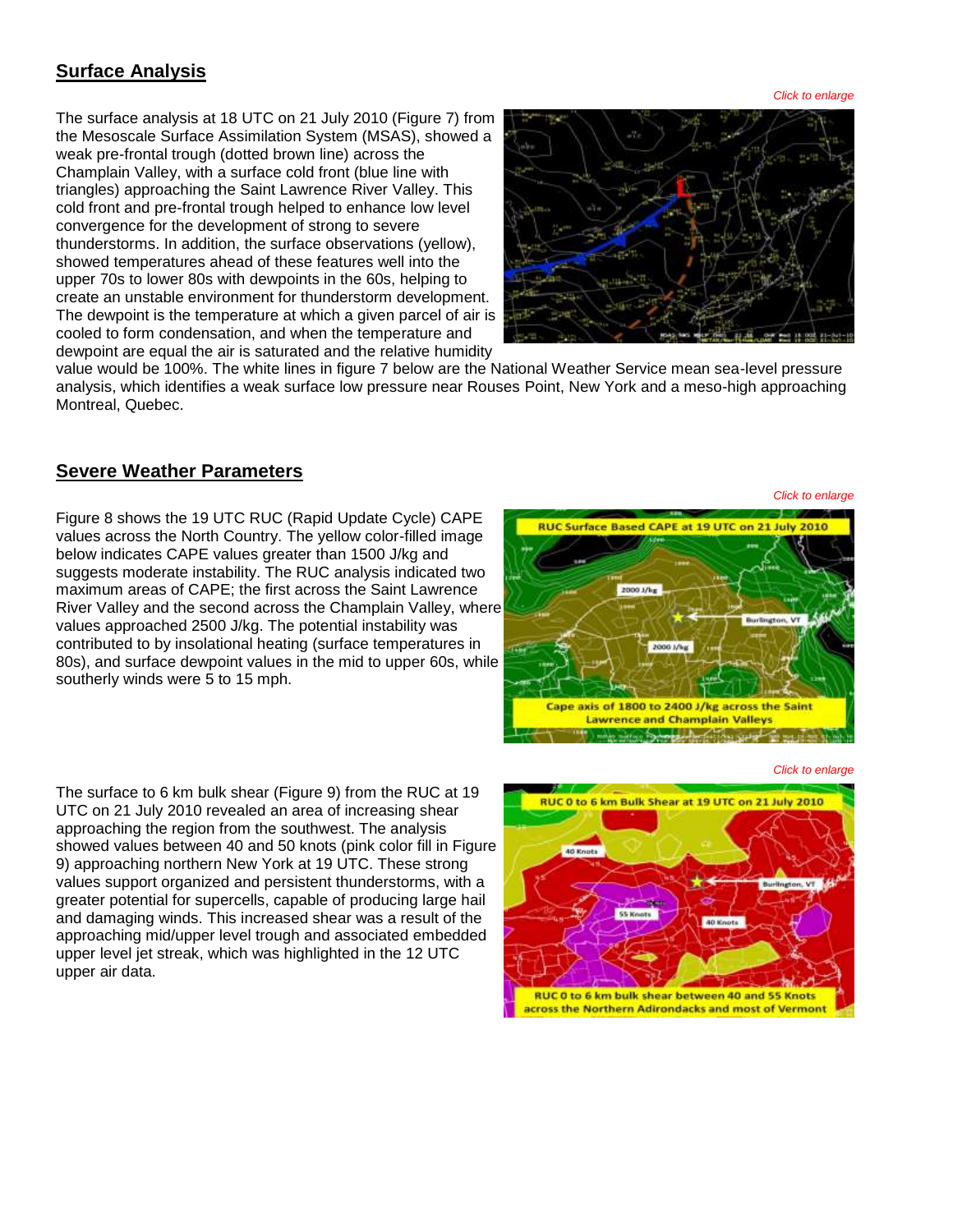## Surface Analysis

*Click to enlarge*

The surface analysis at 18 UTC on 21 July 2010 (Figure 7) from the Mesoscale Surface Assimilation System (MSAS), showed a weak pre-frontal trough (dotted brown line) across the Champlain Valley, with a surface cold front (blue line with triangles) approaching the Saint Lawrence River Valley. This cold front and pre-frontal trough helped to enhance low level convergence for the development of strong to severe thunderstorms. In addition, the surface observations (yellow), showed temperatures ahead of these features well into the upper 70s to lower 80s with dewpoints in the 60s, helping to create an unstable environment for thunderstorm development. The dewpoint is the temperature at which a given parcel of air is cooled to form condensation, and when the temperature and dewpoint are equal the air is saturated and the relative humidity value would be 100%. The white lines in figure 7 below are the National Weather Service mean sea-level pressure analysis, which identifies a weak surface low pressure near Rouses Point, New York and a meso-high approaching Montreal, Quebec.

## Severe Weather Parameters

*Click to enlarge*

Figure 8 shows the 19 UTC RUC (Rapid Update Cycle) CAPE values across the North Country. The yellow color-filled image below indicates CAPE values greater than 1500 J/kg and suggests moderate instability. The RUC analysis indicated two maximum areas of CAPE; the first across the Saint Lawrence River Valley and the second across the Champlain Valley, where values approached 2500 J/kg. The potential instability was contributed to by insolational heating (surface temperatures in 80s), and surface dewpoint values in the mid to upper 60s, while southerly winds were 5 to 15 mph.

*Click to enlarge*

The surface to 6 km bulk shear (Figure 9) from the RUC at 19 UTC on 21 July 2010 revealed an area of increasing shear approaching the region from the southwest. The analysis showed values between 40 and 50 knots (pink color fill in Figure 9) approaching northern New York at 19 UTC. These strong values support organized and persistent thunderstorms, with a greater potential for supercells, capable of producing large hail and damaging winds. This increased shear was a result of the approaching mid/upper level trough and associated embedded upper level jet streak, which was highlighted in the 12 UTC upper air data.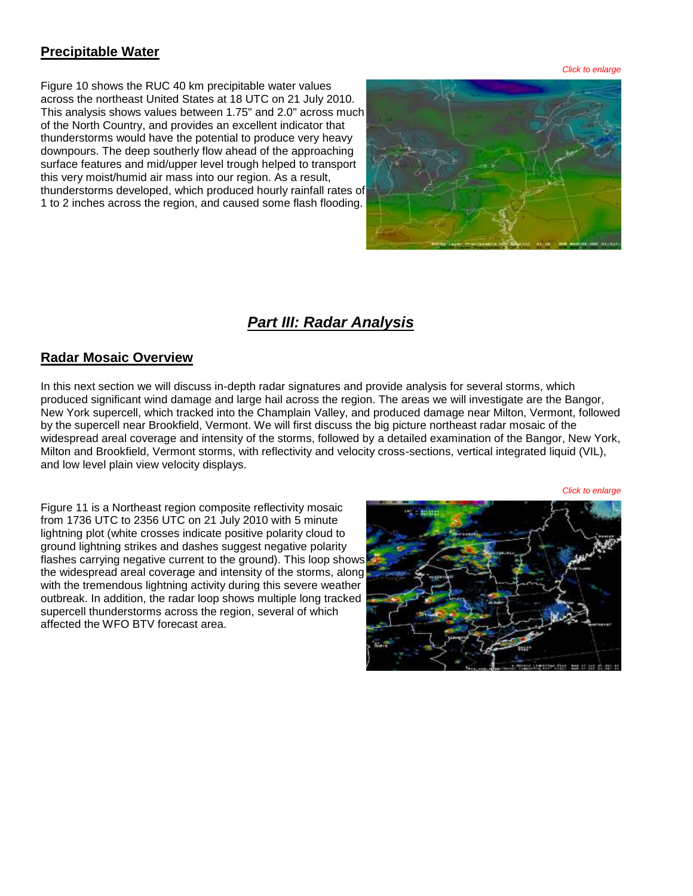## Precipitable Water

*Click to enlarge*

Figure 10 shows the RUC 40 km precipitable water values across the northeast United States at 18 UTC on 21 July 2010. This analysis shows values between 1.75" and 2.0" across much of the North Country, and provides an excellent indicator that thunderstorms would have the potential to produce very heavy downpours. The deep southerly flow ahead of the approaching surface features and mid/upper level trough helped to transport this very moist/humid air mass into our region. As a result, thunderstorms developed, which produced hourly rainfall rates of 1 to 2 inches across the region, and caused some flash flooding.

# *Part III: Radar Analysis*

## Radar Mosaic Overview

In this next section we will discuss in-depth radar signatures and provide analysis for several storms, which produced significant wind damage and large hail across the region. The areas we will investigate are the Bangor, New York supercell, which tracked into the Champlain Valley, and produced damage near Milton, Vermont, followed by the supercell near Brookfield, Vermont. We will first discuss the big picture northeast radar mosaic of the widespread areal coverage and intensity of the storms, followed by a detailed examination of the Bangor, New York, Milton and Brookfield, Vermont storms, with reflectivity and velocity cross-sections, vertical integrated liquid (VIL), and low level plain view velocity displays.

*Click to enlarge*

Figure 11 is a Northeast region composite reflectivity mosaic from 1736 UTC to 2356 UTC on 21 July 2010 with 5 minute lightning plot (white crosses indicate positive polarity cloud to ground lightning strikes and dashes suggest negative polarity flashes carrying negative current to the ground). This loop shows the widespread areal coverage and intensity of the storms, along with the tremendous lightning activity during this severe weather outbreak. In addition, the radar loop shows multiple long tracked supercell thunderstorms across the region, several of which affected the WFO BTV forecast area.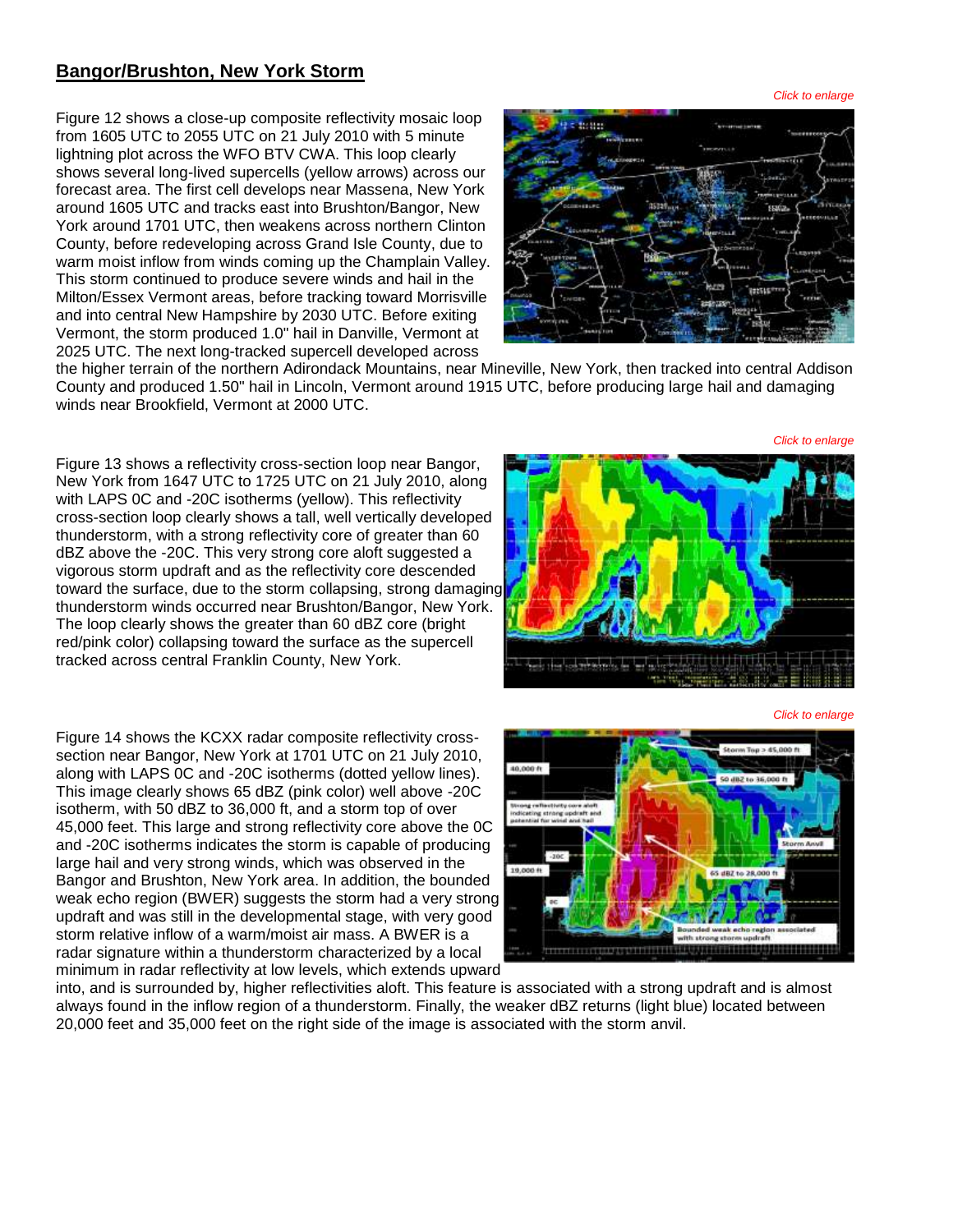## Bangor/Brushton, New York Storm

*Click to enlarge*

Figure 12 shows a close-up composite reflectivity mosaic loop from 1605 UTC to 2055 UTC on 21 July 2010 with 5 minute lightning plot across the WFO BTV CWA. This loop clearly shows several long-lived supercells (yellow arrows) across our forecast area. The first cell develops near Massena, New York around 1605 UTC and tracks east into Brushton/Bangor, New York around 1701 UTC, then weakens across northern Clinton County, before redeveloping across Grand Isle County, due to warm moist inflow from winds coming up the Champlain Valley. This storm continued to produce severe winds and hail in the Milton/Essex Vermont areas, before tracking toward Morrisville and into central New Hampshire by 2030 UTC. Before exiting Vermont, the storm produced 1.0" hail in Danville, Vermont at 2025 UTC. The next long-tracked supercell developed across the higher terrain of the northern Adirondack Mountains, near Mineville, New York, then tracked into central Addison County and produced 1.50" hail in Lincoln, Vermont around 1915 UTC, before producing large hail and damaging winds near Brookfield, Vermont at 2000 UTC.

*Click to enlarge*

Figure 13 shows a reflectivity cross-section loop near Bangor, New York from 1647 UTC to 1725 UTC on 21 July 2010, along with LAPS 0C and -20C isotherms (yellow). This reflectivity cross-section loop clearly shows a tall, well vertically developed thunderstorm, with a strong reflectivity core of greater than 60 dBZ above the -20C. This very strong core aloft suggested a vigorous storm updraft and as the reflectivity core descended toward the surface, due to the storm collapsing, strong damaging thunderstorm winds occurred near Brushton/Bangor, New York. The loop clearly shows the greater than 60 dBZ core (bright red/pink color) collapsing toward the surface as the supercell tracked across central Franklin County, New York.

*Click to enlarge*

Figure 14 shows the KCXX radar composite reflectivity cross-section near Bangor, New York at 1701 UTC on 21 July 2010, along with LAPS 0C and -20C isotherms (dotted yellow lines). This image clearly shows 65 dBZ (pink color) well above -20C isotherm, with 50 dBZ to 36,000 ft, and a storm top of over 45,000 feet. This large and strong reflectivity core above the 0C and -20C isotherms indicates the storm is capable of producing large hail and very strong winds, which was observed in the Bangor and Brushton, New York area. In addition, the bounded weak echo region (BWER) suggests the storm had a very strong updraft and was still in the developmental stage, with very good storm relative inflow of a warm/moist air mass. A BWER is a radar signature within a thunderstorm characterized by a local minimum in radar reflectivity at low levels, which extends upward into, and is surrounded by, higher reflectivities aloft. This feature is associated with a strong updraft and is almost always found in the inflow region of a thunderstorm. Finally, the weaker dBZ returns (light blue) located between 20,000 feet and 35,000 feet on the right side of the image is associated with the storm anvil.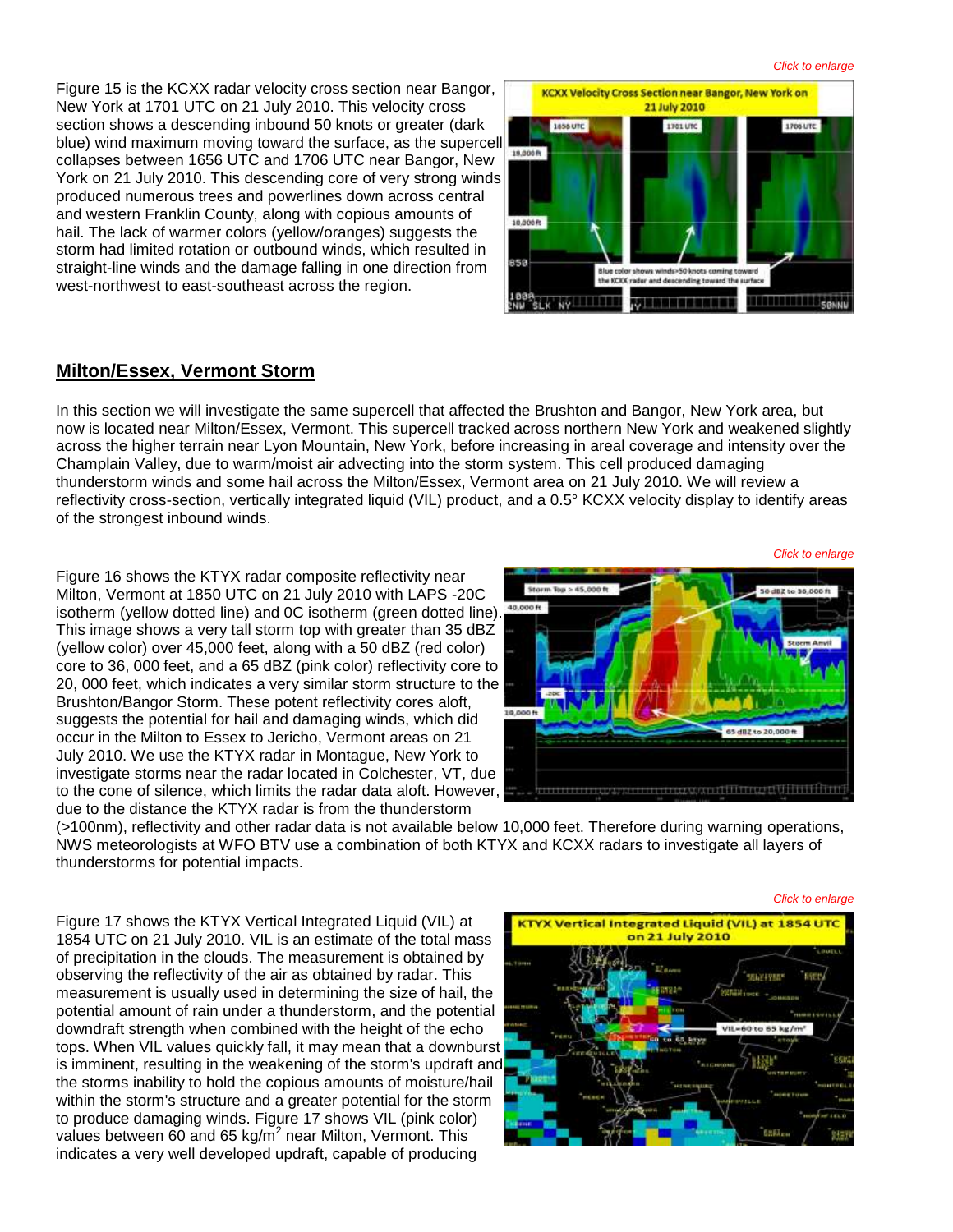Figure 15 is the KCXX radar velocity cross section near Bangor, New York at 1701 UTC on 21 July 2010. This velocity cross section shows a descending inbound 50 knots or greater (dark blue) wind maximum moving toward the surface, as the supercell collapses between 1656 UTC and 1706 UTC near Bangor, New York on 21 July 2010. This descending core of very strong winds produced numerous trees and powerlines down across central and western Franklin County, along with copious amounts of hail. The lack of warmer colors (yellow/oranges) suggests the storm had limited rotation or outbound winds, which resulted in straight-line winds and the damage falling in one direction from west-northwest to east-southeast across the region.

## Milton/Essex, Vermont Storm

In this section we will investigate the same supercell that affected the Brushton and Bangor, New York area, but now is located near Milton/Essex, Vermont. This supercell tracked across northern New York and weakened slightly across the higher terrain near Lyon Mountain, New York, before increasing in areal coverage and intensity over the Champlain Valley, due to warm/moist air advecting into the storm system. This cell produced damaging thunderstorm winds and some hail across the Milton/Essex, Vermont area on 21 July 2010. We will review a reflectivity cross-section, vertically integrated liquid (VIL) product, and a 0.5° KCXX velocity display to identify areas of the strongest inbound winds.

Figure 16 shows the KTYX radar composite reflectivity near Milton, Vermont at 1850 UTC on 21 July 2010 with LAPS -20C isotherm (yellow dotted line) and 0C isotherm (green dotted line). This image shows a very tall storm top with greater than 35 dBZ (yellow color) over 45,000 feet, along with a 50 dBZ (red color) core to 36, 000 feet, and a 65 dBZ (pink color) reflectivity core to 20, 000 feet, which indicates a very similar storm structure to the Brushton/Bangor Storm. These potent reflectivity cores aloft, suggests the potential for hail and damaging winds, which did occur in the Milton to Essex to Jericho, Vermont areas on 21 July 2010. We use the KTYX radar in Montague, New York to investigate storms near the radar located in Colchester, VT, due to the cone of silence, which limits the radar data aloft. However, due to the distance the KTYX radar is from the thunderstorm (>100nm), reflectivity and other radar data is not available below 10,000 feet. Therefore during warning operations, NWS meteorologists at WFO BTV use a combination of both KTYX and KCXX radars to investigate all layers of thunderstorms for potential impacts.

Figure 17 shows the KTYX Vertical Integrated Liquid (VIL) at 1854 UTC on 21 July 2010. VIL is an estimate of the total mass of precipitation in the clouds. The measurement is obtained by observing the reflectivity of the air as obtained by radar. This measurement is usually used in determining the size of hail, the potential amount of rain under a thunderstorm, and the potential downdraft strength when combined with the height of the echo tops. When VIL values quickly fall, it may mean that a downburst is imminent, resulting in the weakening of the storm's updraft and the storms inability to hold the copious amounts of moisture/hail within the storm's structure and a greater potential for the storm to produce damaging winds. Figure 17 shows VIL (pink color) values between 60 and 65 kg/m$^2$ near Milton, Vermont. This indicates a very well developed updraft, capable of producing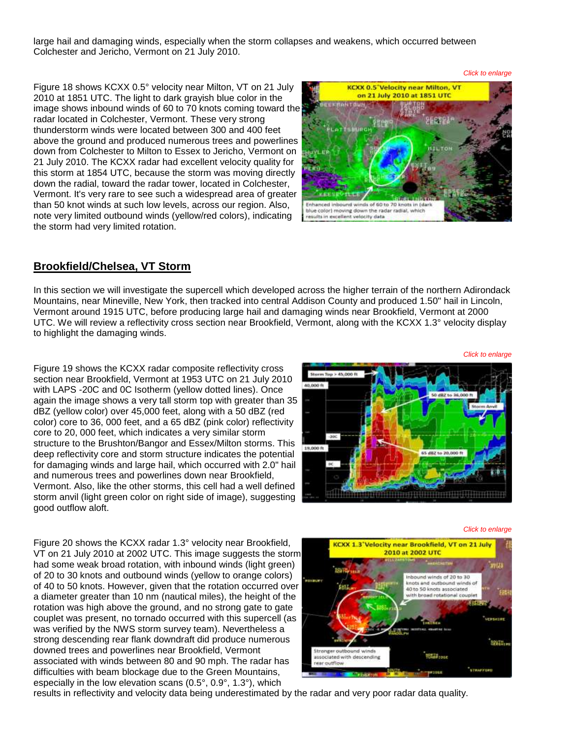large hail and damaging winds, especially when the storm collapses and weakens, which occurred between Colchester and Jericho, Vermont on 21 July 2010.

Figure 18 shows KCXX 0.5° velocity near Milton, VT on 21 July 2010 at 1851 UTC. The light to dark grayish blue color in the image shows inbound winds of 60 to 70 knots coming toward the radar located in Colchester, Vermont. These very strong thunderstorm winds were located between 300 and 400 feet above the ground and produced numerous trees and powerlines down from Colchester to Milton to Essex to Jericho, Vermont on 21 July 2010. The KCXX radar had excellent velocity quality for this storm at 1854 UTC, because the storm was moving directly down the radial, toward the radar tower, located in Colchester, Vermont. It's very rare to see such a widespread area of greater than 50 knot winds at such low levels, across our region. Also, note very limited outbound winds (yellow/red colors), indicating the storm had very limited rotation.

*Click to enlarge*

## Brookfield/Chelsea, VT Storm

In this section we will investigate the supercell which developed across the higher terrain of the northern Adirondack Mountains, near Mineville, New York, then tracked into central Addison County and produced 1.50" hail in Lincoln, Vermont around 1915 UTC, before producing large hail and damaging winds near Brookfield, Vermont at 2000 UTC. We will review a reflectivity cross section near Brookfield, Vermont, along with the KCXX 1.3° velocity display to highlight the damaging winds.

Figure 19 shows the KCXX radar composite reflectivity cross section near Brookfield, Vermont at 1953 UTC on 21 July 2010 with LAPS -20C and 0C Isotherm (yellow dotted lines). Once again the image shows a very tall storm top with greater than 35 dBZ (yellow color) over 45,000 feet, along with a 50 dBZ (red color) core to 36, 000 feet, and a 65 dBZ (pink color) reflectivity core to 20, 000 feet, which indicates a very similar storm structure to the Brushton/Bangor and Essex/Milton storms. This deep reflectivity core and storm structure indicates the potential for damaging winds and large hail, which occurred with 2.0" hail and numerous trees and powerlines down near Brookfield, Vermont. Also, like the other storms, this cell had a well defined storm anvil (light green color on right side of image), suggesting good outflow aloft.

*Click to enlarge*

Figure 20 shows the KCXX radar 1.3° velocity near Brookfield, VT on 21 July 2010 at 2002 UTC. This image suggests the storm had some weak broad rotation, with inbound winds (light green) of 20 to 30 knots and outbound winds (yellow to orange colors) of 40 to 50 knots. However, given that the rotation occurred over a diameter greater than 10 nm (nautical miles), the height of the rotation was high above the ground, and no strong gate to gate couplet was present, no tornado occurred with this supercell (as was verified by the NWS storm survey team). Nevertheless a strong descending rear flank downdraft did produce numerous downed trees and powerlines near Brookfield, Vermont associated with winds between 80 and 90 mph. The radar has difficulties with beam blockage due to the Green Mountains, especially in the low elevation scans (0.5°, 0.9°, 1.3°), which results in reflectivity and velocity data being underestimated by the radar and very poor radar data quality.

*Click to enlarge*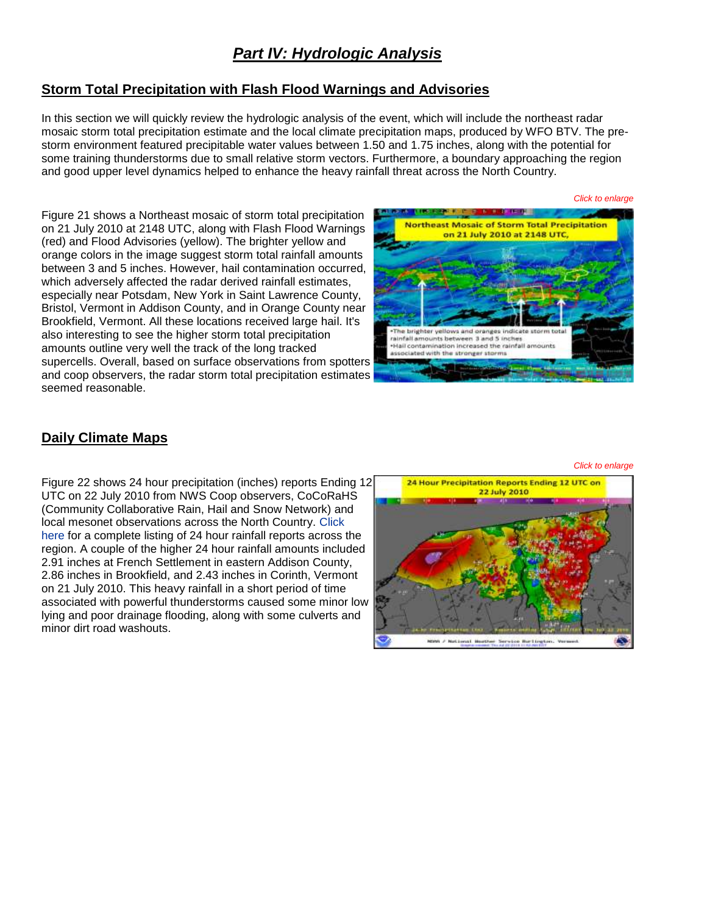# *Part IV: Hydrologic Analysis*

## Storm Total Precipitation with Flash Flood Warnings and Advisories

In this section we will quickly review the hydrologic analysis of the event, which will include the northeast radar mosaic storm total precipitation estimate and the local climate precipitation maps, produced by WFO BTV. The pre-storm environment featured precipitable water values between 1.50 and 1.75 inches, along with the potential for some training thunderstorms due to small relative storm vectors. Furthermore, a boundary approaching the region and good upper level dynamics helped to enhance the heavy rainfall threat across the North Country.

*Click to enlarge*

Figure 21 shows a Northeast mosaic of storm total precipitation on 21 July 2010 at 2148 UTC, along with Flash Flood Warnings (red) and Flood Advisories (yellow). The brighter yellow and orange colors in the image suggest storm total rainfall amounts between 3 and 5 inches. However, hail contamination occurred, which adversely affected the radar derived rainfall estimates, especially near Potsdam, New York in Saint Lawrence County, Bristol, Vermont in Addison County, and in Orange County near Brookfield, Vermont. All these locations received large hail. It's also interesting to see the higher storm total precipitation amounts outline very well the track of the long tracked supercells. Overall, based on surface observations from spotters and coop observers, the radar storm total precipitation estimates seemed reasonable.

## Daily Climate Maps

*Click to enlarge*

Figure 22 shows 24 hour precipitation (inches) reports Ending 12 UTC on 22 July 2010 from NWS Coop observers, CoCoRaHS (Community Collaborative Rain, Hail and Snow Network) and local mesonet observations across the North Country. Click here for a complete listing of 24 hour rainfall reports across the region. A couple of the higher 24 hour rainfall amounts included 2.91 inches at French Settlement in eastern Addison County, 2.86 inches in Brookfield, and 2.43 inches in Corinth, Vermont on 21 July 2010. This heavy rainfall in a short period of time associated with powerful thunderstorms caused some minor low lying and poor drainage flooding, along with some culverts and minor dirt road washouts.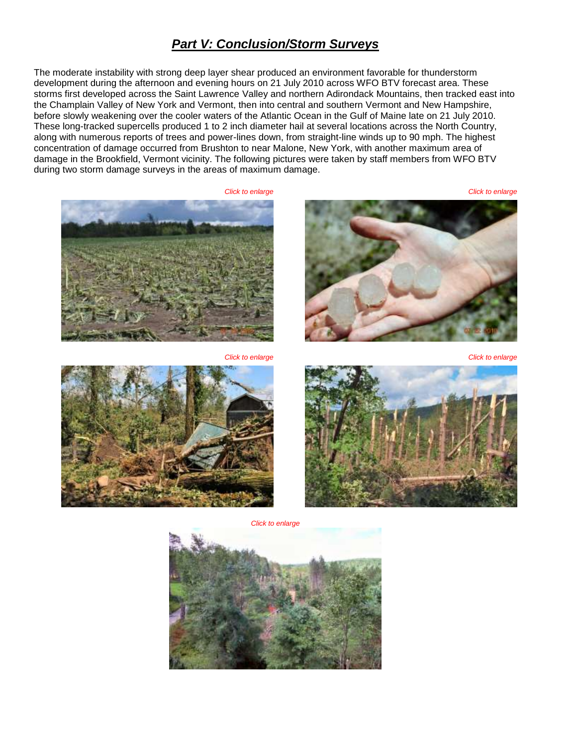# *Part V: Conclusion/Storm Surveys*

The moderate instability with strong deep layer shear produced an environment favorable for thunderstorm development during the afternoon and evening hours on 21 July 2010 across WFO BTV forecast area. These storms first developed across the Saint Lawrence Valley and northern Adirondack Mountains, then tracked east into the Champlain Valley of New York and Vermont, then into central and southern Vermont and New Hampshire, before slowly weakening over the cooler waters of the Atlantic Ocean in the Gulf of Maine late on 21 July 2010. These long-tracked supercells produced 1 to 2 inch diameter hail at several locations across the North Country, along with numerous reports of trees and power-lines down, from straight-line winds up to 90 mph. The highest concentration of damage occurred from Brushton to near Malone, New York, with another maximum area of damage in the Brookfield, Vermont vicinity. The following pictures were taken by staff members from WFO BTV during two storm damage surveys in the areas of maximum damage.

*Click to enlarge*

*Click to enlarge*

*Click to enlarge*

*Click to enlarge*

*Click to enlarge*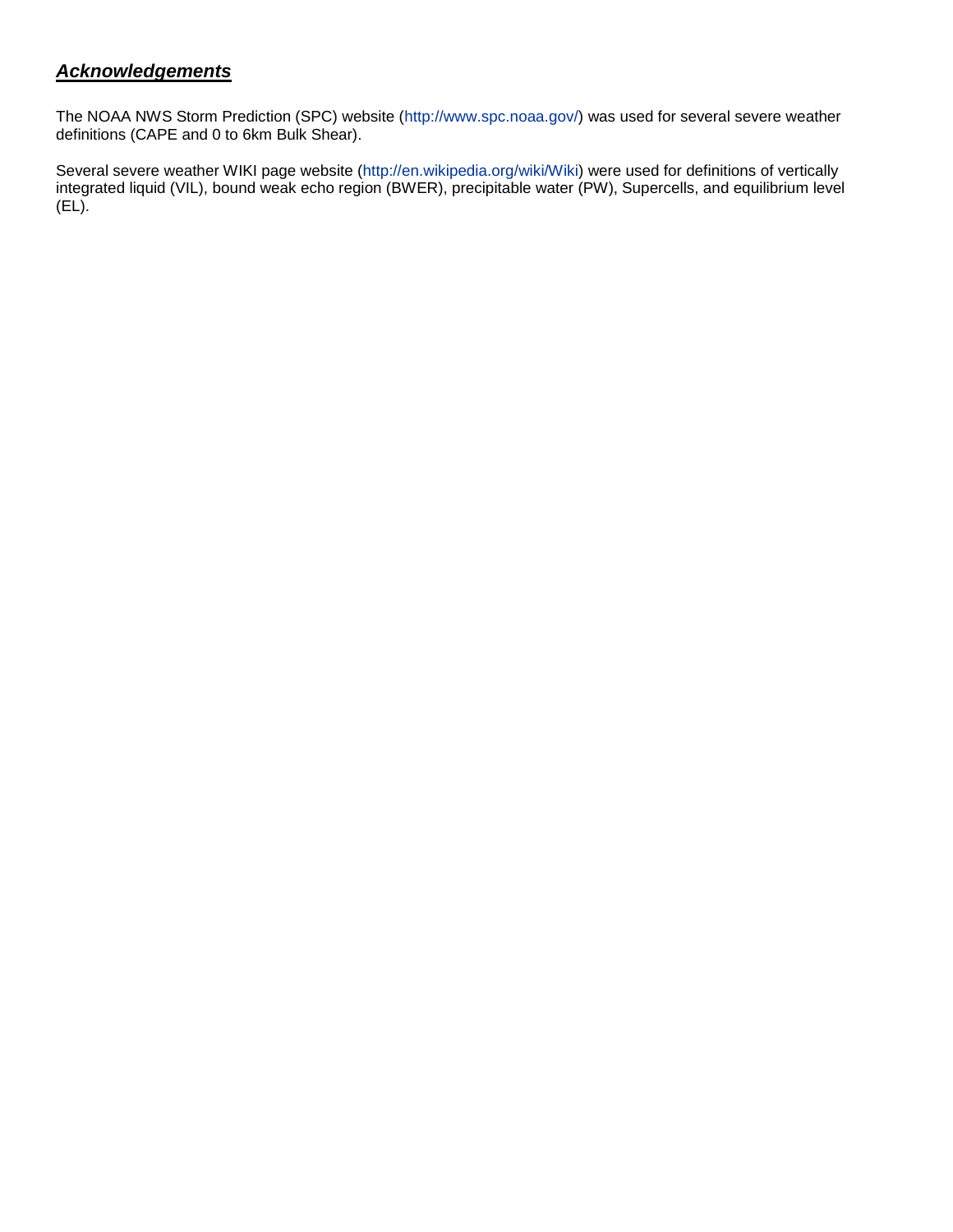## ***Acknowledgements***

The NOAA NWS Storm Prediction (SPC) website (http://www.spc.noaa.gov/) was used for several severe weather definitions (CAPE and 0 to 6km Bulk Shear).

Several severe weather WIKI page website (http://en.wikipedia.org/wiki/Wiki) were used for definitions of vertically integrated liquid (VIL), bound weak echo region (BWER), precipitable water (PW), Supercells, and equilibrium level (EL).